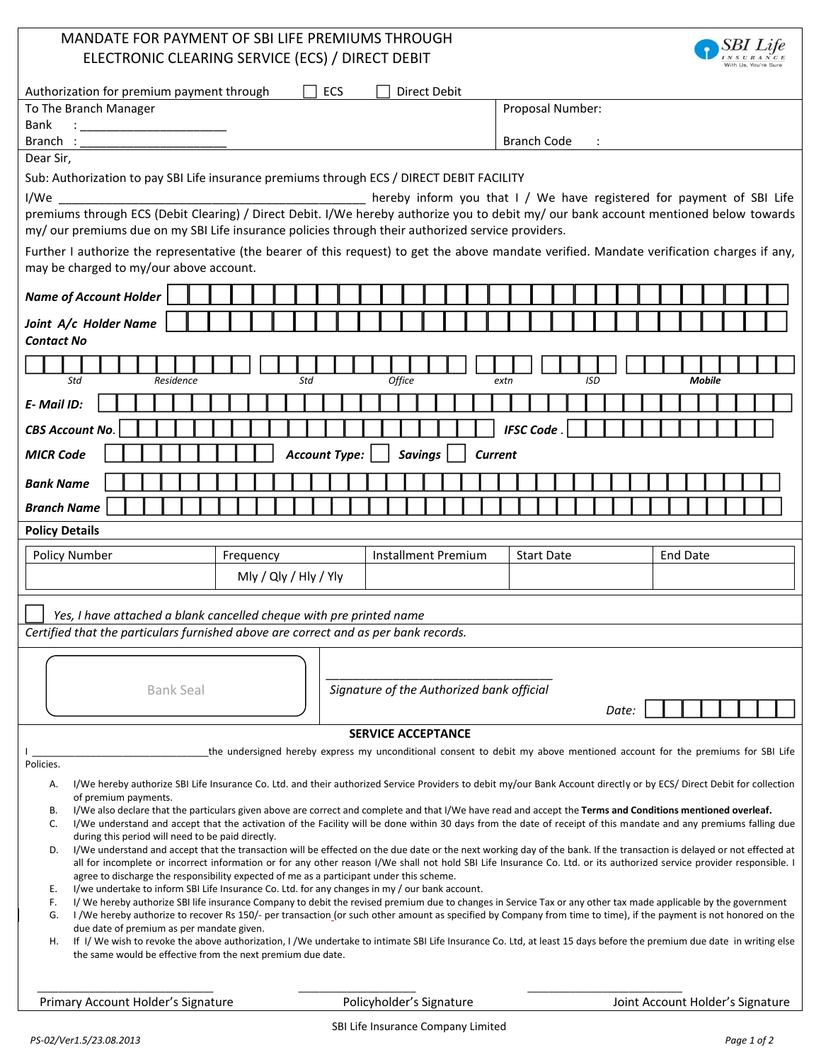# MANDATE FOR PAYMENT OF SBI LIFE PREMIUMS THROUGH ELECTRONIC CLEARING SERVICE (ECS) / DIRECT DEBIT

SBI Life INSURANCE
With Us, You're Sure

Authorization for premium payment through ☐ ECS ☐ Direct Debit

| To The Branch Manager<br>Bank : ______________________<br>Branch : ______________________ | Proposal Number:<br><br>Branch Code : |
|---|---|

Dear Sir,

Sub: Authorization to pay SBI Life insurance premiums through ECS / DIRECT DEBIT FACILITY

I/We _______________________________________________ hereby inform you that I / We have registered for payment of SBI Life premiums through ECS (Debit Clearing) / Direct Debit. I/We hereby authorize you to debit my/ our bank account mentioned below towards my/ our premiums due on my SBI Life insurance policies through their authorized service providers.

Further I authorize the representative (the bearer of this request) to get the above mandate verified. Mandate verification charges if any, may be charged to my/our above account.

***Name of Account Holder***

***Joint A/c Holder Name***

***Contact No***

*Std* *Residence* *Std* *Office* *extn* *ISD* ***Mobile***

***E- Mail ID:***

***CBS Account No***. ***IFSC Code*** .

***MICR Code*** ***Account Type:*** ☐ ***Savings*** ☐ ***Current***

***Bank Name***

***Branch Name***

**Policy Details**

| Policy Number | Frequency | Installment Premium | Start Date | End Date |
|---|---|---|---|---|
| | Mly / Qly / Hly / Yly | | | |

☐ *Yes, I have attached a blank cancelled cheque with pre printed name*

*Certified that the particulars furnished above are correct and as per bank records.*

Bank Seal

__________________________________

*Signature of the Authorized bank official*

*Date:*

**SERVICE ACCEPTANCE**

I ______________________________the undersigned hereby express my unconditional consent to debit my above mentioned account for the premiums for SBI Life Policies.

A. I/We hereby authorize SBI Life Insurance Co. Ltd. and their authorized Service Providers to debit my/our Bank Account directly or by ECS/ Direct Debit for collection of premium payments.
B. I/We also declare that the particulars given above are correct and complete and that I/We have read and accept the **Terms and Conditions mentioned overleaf.**
C. I/We understand and accept that the activation of the Facility will be done within 30 days from the date of receipt of this mandate and any premiums falling due during this period will need to be paid directly.
D. I/We understand and accept that the transaction will be effected on the due date or the next working day of the bank. If the transaction is delayed or not effected at all for incomplete or incorrect information or for any other reason I/We shall not hold SBI Life Insurance Co. Ltd. or its authorized service provider responsible. I agree to discharge the responsibility expected of me as a participant under this scheme.
E. I/we undertake to inform SBI Life Insurance Co. Ltd. for any changes in my / our bank account.
F. I/ We hereby authorize SBI life insurance Company to debit the revised premium due to changes in Service Tax or any other tax made applicable by the government
G. I /We hereby authorize to recover Rs 150/- per transaction (or such other amount as specified by Company from time to time), if the payment is not honored on the due date of premium as per mandate given.
H. If I/ We wish to revoke the above authorization, I /We undertake to intimate SBI Life Insurance Co. Ltd, at least 15 days before the premium due date in writing else the same would be effective from the next premium due date.

______________________________ ____________________ __________________________

Primary Account Holder's Signature Policyholder's Signature Joint Account Holder's Signature

SBI Life Insurance Company Limited

PS-02/Ver1.5/23.08.2013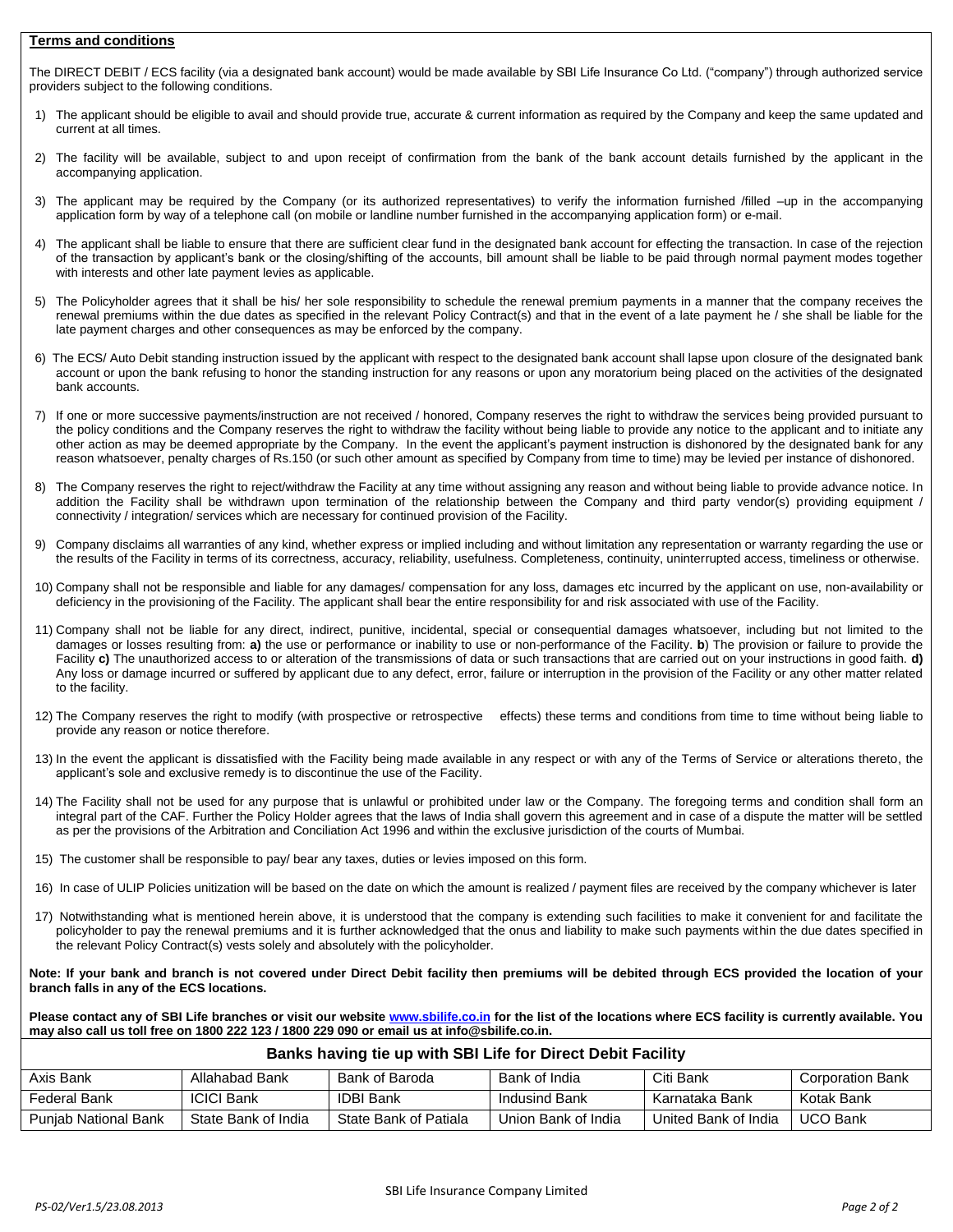**Terms and conditions**

The DIRECT DEBIT / ECS facility (via a designated bank account) would be made available by SBI Life Insurance Co Ltd. ("company") through authorized service providers subject to the following conditions.

1) The applicant should be eligible to avail and should provide true, accurate & current information as required by the Company and keep the same updated and current at all times.

2) The facility will be available, subject to and upon receipt of confirmation from the bank of the bank account details furnished by the applicant in the accompanying application.

3) The applicant may be required by the Company (or its authorized representatives) to verify the information furnished /filled –up in the accompanying application form by way of a telephone call (on mobile or landline number furnished in the accompanying application form) or e-mail.

4) The applicant shall be liable to ensure that there are sufficient clear fund in the designated bank account for effecting the transaction. In case of the rejection of the transaction by applicant's bank or the closing/shifting of the accounts, bill amount shall be liable to be paid through normal payment modes together with interests and other late payment levies as applicable.

5) The Policyholder agrees that it shall be his/ her sole responsibility to schedule the renewal premium payments in a manner that the company receives the renewal premiums within the due dates as specified in the relevant Policy Contract(s) and that in the event of a late payment he / she shall be liable for the late payment charges and other consequences as may be enforced by the company.

6) The ECS/ Auto Debit standing instruction issued by the applicant with respect to the designated bank account shall lapse upon closure of the designated bank account or upon the bank refusing to honor the standing instruction for any reasons or upon any moratorium being placed on the activities of the designated bank accounts.

7) If one or more successive payments/instruction are not received / honored, Company reserves the right to withdraw the services being provided pursuant to the policy conditions and the Company reserves the right to withdraw the facility without being liable to provide any notice to the applicant and to initiate any other action as may be deemed appropriate by the Company. In the event the applicant's payment instruction is dishonored by the designated bank for any reason whatsoever, penalty charges of Rs.150 (or such other amount as specified by Company from time to time) may be levied per instance of dishonored.

8) The Company reserves the right to reject/withdraw the Facility at any time without assigning any reason and without being liable to provide advance notice. In addition the Facility shall be withdrawn upon termination of the relationship between the Company and third party vendor(s) providing equipment / connectivity / integration/ services which are necessary for continued provision of the Facility.

9) Company disclaims all warranties of any kind, whether express or implied including and without limitation any representation or warranty regarding the use or the results of the Facility in terms of its correctness, accuracy, reliability, usefulness. Completeness, continuity, uninterrupted access, timeliness or otherwise.

10) Company shall not be responsible and liable for any damages/ compensation for any loss, damages etc incurred by the applicant on use, non-availability or deficiency in the provisioning of the Facility. The applicant shall bear the entire responsibility for and risk associated with use of the Facility.

11) Company shall not be liable for any direct, indirect, punitive, incidental, special or consequential damages whatsoever, including but not limited to the damages or losses resulting from: **a)** the use or performance or inability to use or non-performance of the Facility. **b**) The provision or failure to provide the Facility **c)** The unauthorized access to or alteration of the transmissions of data or such transactions that are carried out on your instructions in good faith. **d)** Any loss or damage incurred or suffered by applicant due to any defect, error, failure or interruption in the provision of the Facility or any other matter related to the facility.

12) The Company reserves the right to modify (with prospective or retrospective effects) these terms and conditions from time to time without being liable to provide any reason or notice therefore.

13) In the event the applicant is dissatisfied with the Facility being made available in any respect or with any of the Terms of Service or alterations thereto, the applicant's sole and exclusive remedy is to discontinue the use of the Facility.

14) The Facility shall not be used for any purpose that is unlawful or prohibited under law or the Company. The foregoing terms and condition shall form an integral part of the CAF. Further the Policy Holder agrees that the laws of India shall govern this agreement and in case of a dispute the matter will be settled as per the provisions of the Arbitration and Conciliation Act 1996 and within the exclusive jurisdiction of the courts of Mumbai.

15) The customer shall be responsible to pay/ bear any taxes, duties or levies imposed on this form.

16) In case of ULIP Policies unitization will be based on the date on which the amount is realized / payment files are received by the company whichever is later

17) Notwithstanding what is mentioned herein above, it is understood that the company is extending such facilities to make it convenient for and facilitate the policyholder to pay the renewal premiums and it is further acknowledged that the onus and liability to make such payments within the due dates specified in the relevant Policy Contract(s) vests solely and absolutely with the policyholder.

**Note: If your bank and branch is not covered under Direct Debit facility then premiums will be debited through ECS provided the location of your branch falls in any of the ECS locations.**

**Please contact any of SBI Life branches or visit our website www.sbilife.co.in for the list of the locations where ECS facility is currently available. You may also call us toll free on 1800 222 123 / 1800 229 090 or email us at info@sbilife.co.in.**

**Banks having tie up with SBI Life for Direct Debit Facility**

| | | | | | |
|---|---|---|---|---|---|
| Axis Bank | Allahabad Bank | Bank of Baroda | Bank of India | Citi Bank | Corporation Bank |
| Federal Bank | ICICI Bank | IDBI Bank | Indusind Bank | Karnataka Bank | Kotak Bank |
| Punjab National Bank | State Bank of India | State Bank of Patiala | Union Bank of India | United Bank of India | UCO Bank |

SBI Life Insurance Company Limited

*PS-02/Ver1.5/23.08.2013*